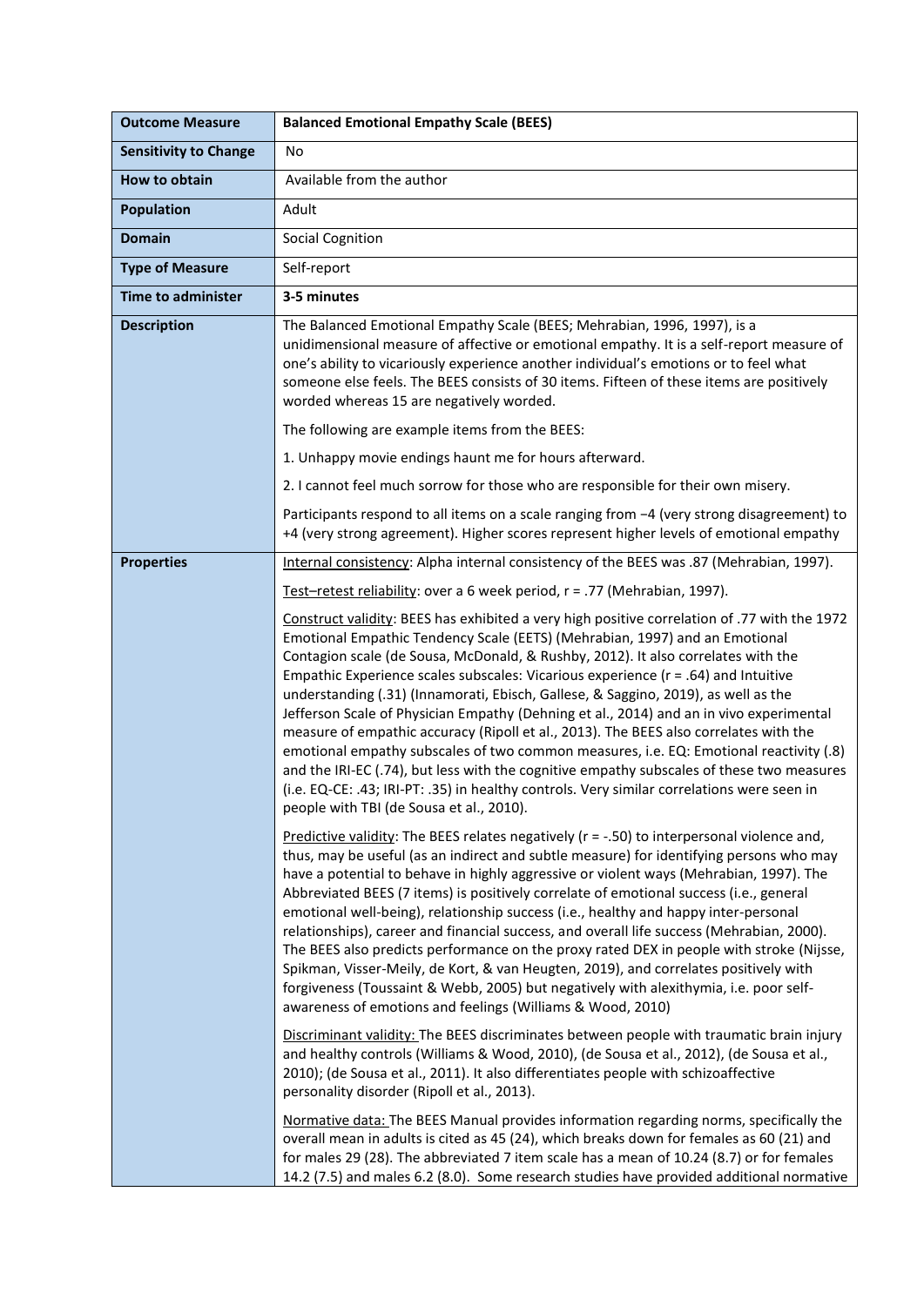| Outcome Measure | Balanced Emotional Empathy Scale (BEES) |
|---|---|
| **Sensitivity to Change** | No |
| **How to obtain** | Available from the author |
| **Population** | Adult |
| **Domain** | Social Cognition |
| **Type of Measure** | Self-report |
| **Time to administer** | **3-5 minutes** |
| **Description** | The Balanced Emotional Empathy Scale (BEES; Mehrabian, 1996, 1997), is a unidimensional measure of affective or emotional empathy. It is a self-report measure of one's ability to vicariously experience another individual's emotions or to feel what someone else feels. The BEES consists of 30 items. Fifteen of these items are positively worded whereas 15 are negatively worded.<br><br>The following are example items from the BEES:<br><br>1. Unhappy movie endings haunt me for hours afterward.<br><br>2. I cannot feel much sorrow for those who are responsible for their own misery.<br><br>Participants respond to all items on a scale ranging from −4 (very strong disagreement) to +4 (very strong agreement). Higher scores represent higher levels of emotional empathy |
| **Properties** | Internal consistency: Alpha internal consistency of the BEES was .87 (Mehrabian, 1997).<br><br>Test–retest reliability: over a 6 week period, r = .77 (Mehrabian, 1997).<br><br>Construct validity: BEES has exhibited a very high positive correlation of .77 with the 1972 Emotional Empathic Tendency Scale (EETS) (Mehrabian, 1997) and an Emotional Contagion scale (de Sousa, McDonald, & Rushby, 2012). It also correlates with the Empathic Experience scales subscales: Vicarious experience (r = .64) and Intuitive understanding (.31) (Innamorati, Ebisch, Gallese, & Saggino, 2019), as well as the Jefferson Scale of Physician Empathy (Dehning et al., 2014) and an in vivo experimental measure of empathic accuracy (Ripoll et al., 2013). The BEES also correlates with the emotional empathy subscales of two common measures, i.e. EQ: Emotional reactivity (.8) and the IRI-EC (.74), but less with the cognitive empathy subscales of these two measures (i.e. EQ-CE: .43; IRI-PT: .35) in healthy controls. Very similar correlations were seen in people with TBI (de Sousa et al., 2010).<br><br>Predictive validity: The BEES relates negatively (r = -.50) to interpersonal violence and, thus, may be useful (as an indirect and subtle measure) for identifying persons who may have a potential to behave in highly aggressive or violent ways (Mehrabian, 1997). The Abbreviated BEES (7 items) is positively correlate of emotional success (i.e., general emotional well-being), relationship success (i.e., healthy and happy inter-personal relationships), career and financial success, and overall life success (Mehrabian, 2000). The BEES also predicts performance on the proxy rated DEX in people with stroke (Nijsse, Spikman, Visser-Meily, de Kort, & van Heugten, 2019), and correlates positively with forgiveness (Toussaint & Webb, 2005) but negatively with alexithymia, i.e. poor self-awareness of emotions and feelings (Williams & Wood, 2010)<br><br>Discriminant validity: The BEES discriminates between people with traumatic brain injury and healthy controls (Williams & Wood, 2010), (de Sousa et al., 2012), (de Sousa et al., 2010); (de Sousa et al., 2011). It also differentiates people with schizoaffective personality disorder (Ripoll et al., 2013).<br><br>Normative data: The BEES Manual provides information regarding norms, specifically the overall mean in adults is cited as 45 (24), which breaks down for females as 60 (21) and for males 29 (28). The abbreviated 7 item scale has a mean of 10.24 (8.7) or for females 14.2 (7.5) and males 6.2 (8.0). Some research studies have provided additional normative |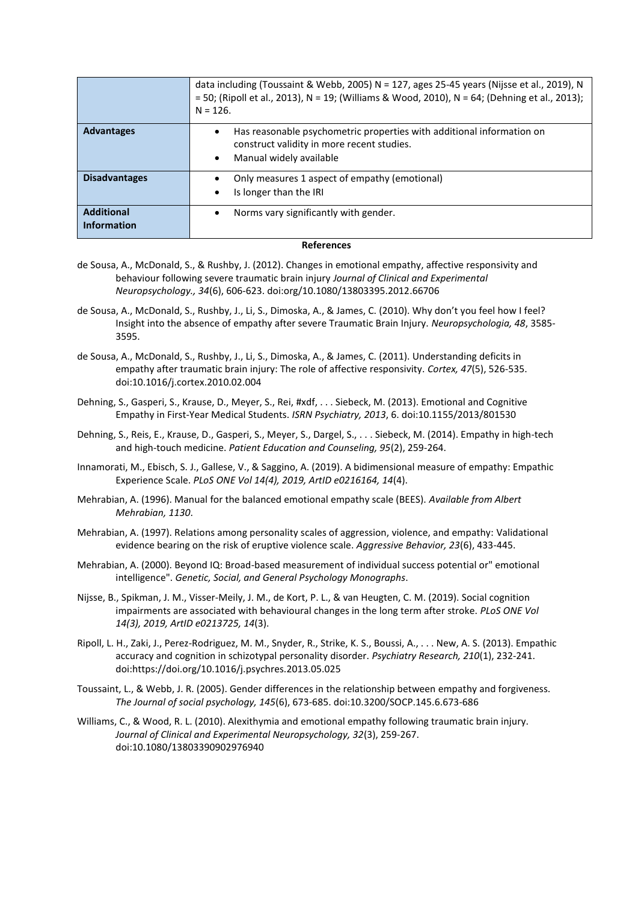| | |
|---|---|
| | data including (Toussaint & Webb, 2005) N = 127, ages 25-45 years (Nijsse et al., 2019), N = 50; (Ripoll et al., 2013), N = 19; (Williams & Wood, 2010), N = 64; (Dehning et al., 2013); N = 126. |
| **Advantages** | • Has reasonable psychometric properties with additional information on construct validity in more recent studies.<br>• Manual widely available |
| **Disadvantages** | • Only measures 1 aspect of empathy (emotional)<br>• Is longer than the IRI |
| **Additional Information** | • Norms vary significantly with gender. |

**References**

de Sousa, A., McDonald, S., & Rushby, J. (2012). Changes in emotional empathy, affective responsivity and behaviour following severe traumatic brain injury *Journal of Clinical and Experimental Neuropsychology., 34*(6), 606-623. doi:org/10.1080/13803395.2012.66706

de Sousa, A., McDonald, S., Rushby, J., Li, S., Dimoska, A., & James, C. (2010). Why don't you feel how I feel? Insight into the absence of empathy after severe Traumatic Brain Injury. *Neuropsychologia, 48*, 3585-3595.

de Sousa, A., McDonald, S., Rushby, J., Li, S., Dimoska, A., & James, C. (2011). Understanding deficits in empathy after traumatic brain injury: The role of affective responsivity. *Cortex, 47*(5), 526-535. doi:10.1016/j.cortex.2010.02.004

Dehning, S., Gasperi, S., Krause, D., Meyer, S., Rei, #xdf, . . . Siebeck, M. (2013). Emotional and Cognitive Empathy in First-Year Medical Students. *ISRN Psychiatry, 2013*, 6. doi:10.1155/2013/801530

Dehning, S., Reis, E., Krause, D., Gasperi, S., Meyer, S., Dargel, S., . . . Siebeck, M. (2014). Empathy in high-tech and high-touch medicine. *Patient Education and Counseling, 95*(2), 259-264.

Innamorati, M., Ebisch, S. J., Gallese, V., & Saggino, A. (2019). A bidimensional measure of empathy: Empathic Experience Scale. *PLoS ONE Vol 14(4), 2019, ArtID e0216164, 14*(4).

Mehrabian, A. (1996). Manual for the balanced emotional empathy scale (BEES). *Available from Albert Mehrabian, 1130*.

Mehrabian, A. (1997). Relations among personality scales of aggression, violence, and empathy: Validational evidence bearing on the risk of eruptive violence scale. *Aggressive Behavior, 23*(6), 433-445.

Mehrabian, A. (2000). Beyond IQ: Broad-based measurement of individual success potential or" emotional intelligence". *Genetic, Social, and General Psychology Monographs*.

Nijsse, B., Spikman, J. M., Visser-Meily, J. M., de Kort, P. L., & van Heugten, C. M. (2019). Social cognition impairments are associated with behavioural changes in the long term after stroke. *PLoS ONE Vol 14(3), 2019, ArtID e0213725, 14*(3).

Ripoll, L. H., Zaki, J., Perez-Rodriguez, M. M., Snyder, R., Strike, K. S., Boussi, A., . . . New, A. S. (2013). Empathic accuracy and cognition in schizotypal personality disorder. *Psychiatry Research, 210*(1), 232-241. doi:https://doi.org/10.1016/j.psychres.2013.05.025

Toussaint, L., & Webb, J. R. (2005). Gender differences in the relationship between empathy and forgiveness. *The Journal of social psychology, 145*(6), 673-685. doi:10.3200/SOCP.145.6.673-686

Williams, C., & Wood, R. L. (2010). Alexithymia and emotional empathy following traumatic brain injury. *Journal of Clinical and Experimental Neuropsychology, 32*(3), 259-267. doi:10.1080/13803390902976940